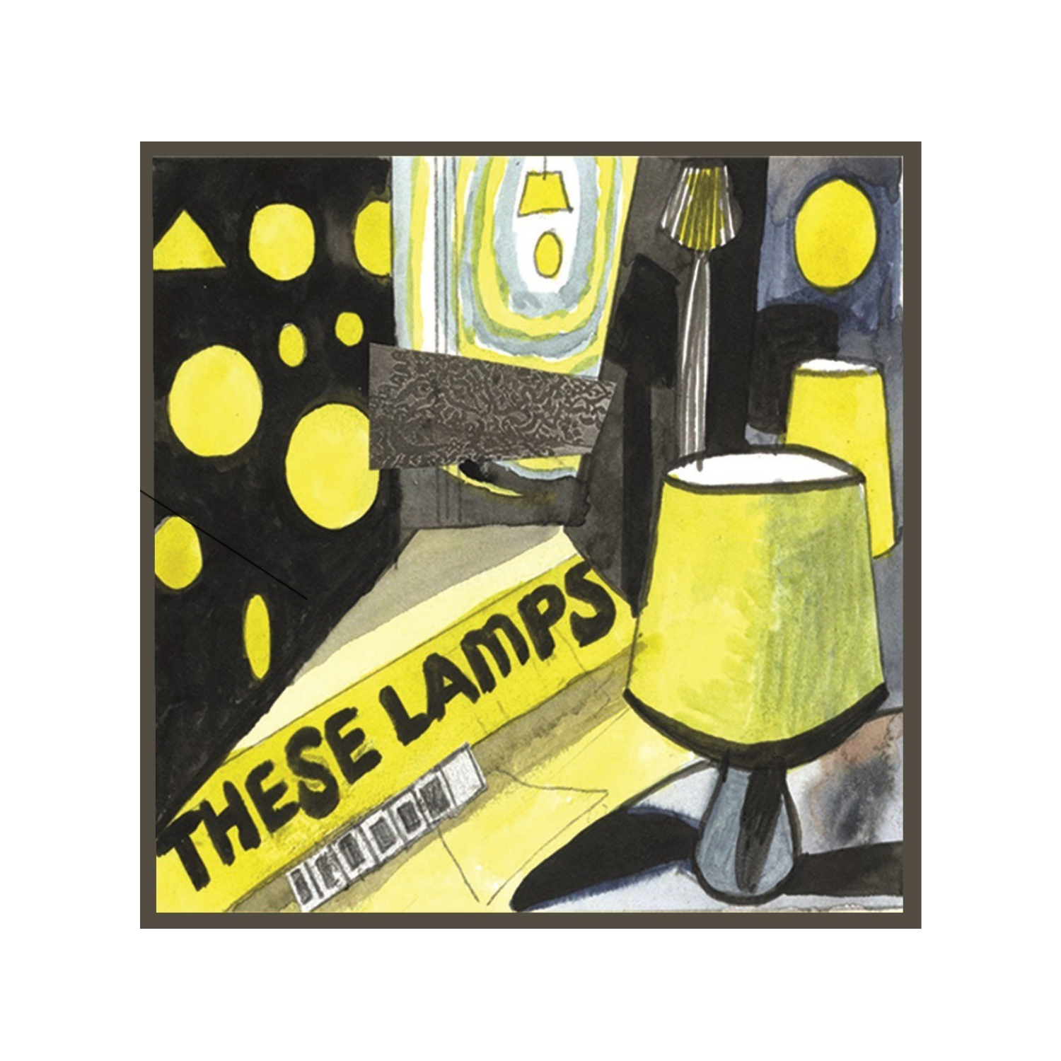# THESE LAMPS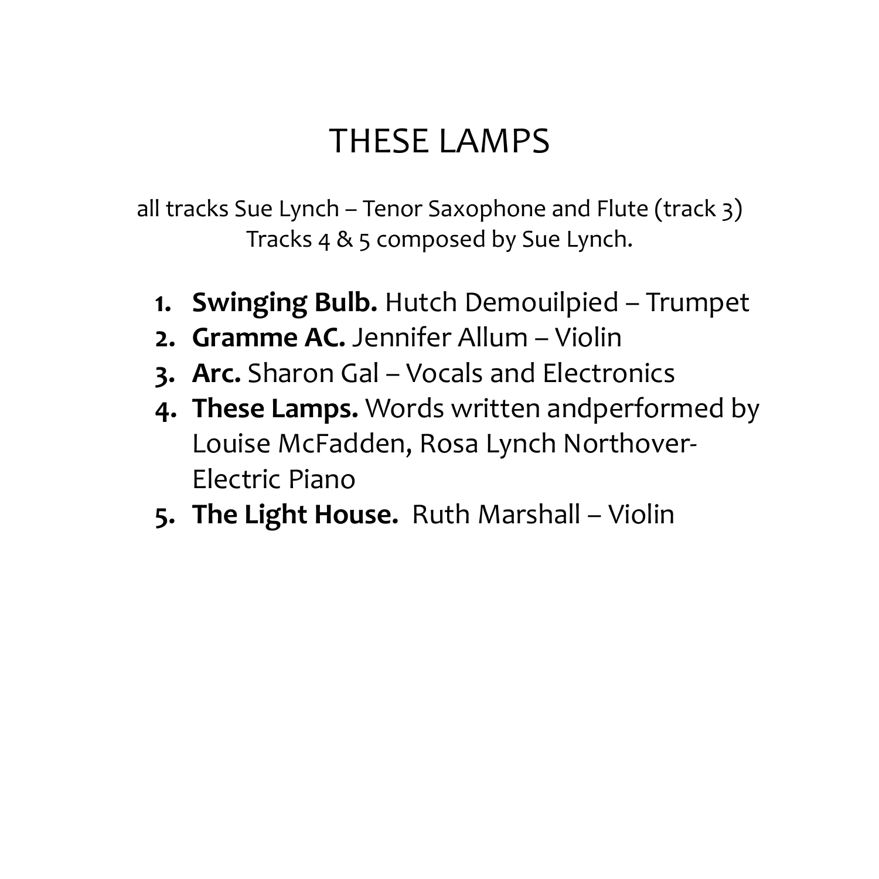# THESE LAMPS

all tracks Sue Lynch – Tenor Saxophone and Flute (track 3)
Tracks 4 & 5 composed by Sue Lynch.

1. **Swinging Bulb.** Hutch Demouilpied – Trumpet
2. **Gramme AC.** Jennifer Allum – Violin
3. **Arc.** Sharon Gal – Vocals and Electronics
4. **These Lamps.** Words written andperformed by Louise McFadden, Rosa Lynch Northover- Electric Piano
5. **The Light House.** Ruth Marshall – Violin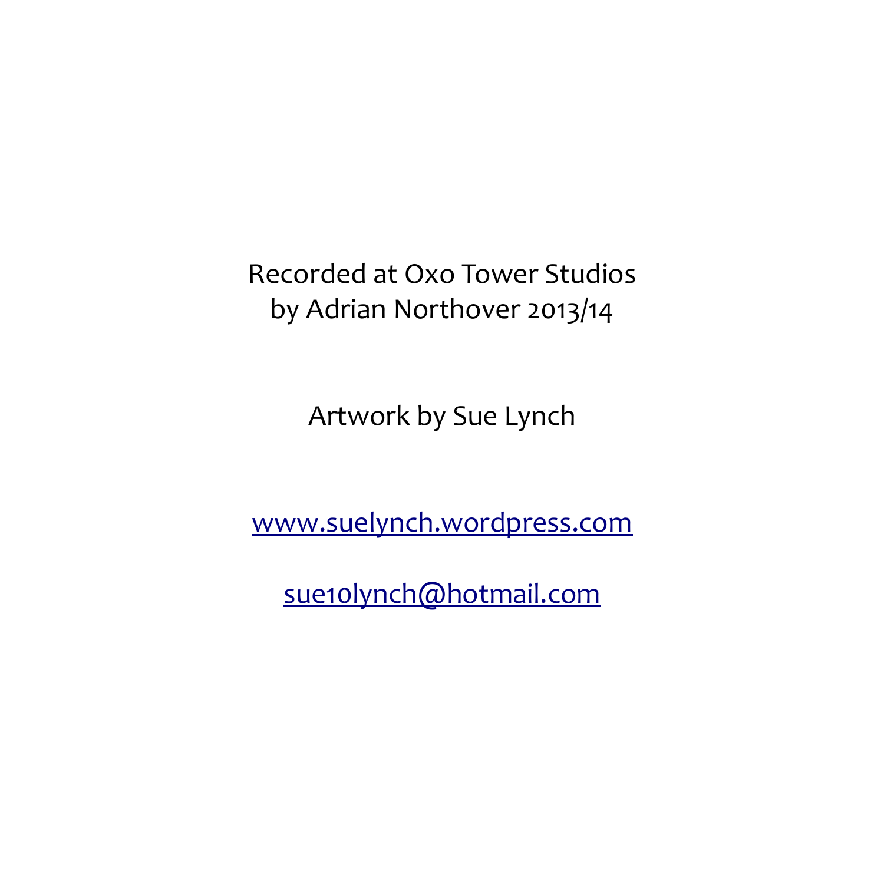Recorded at Oxo Tower Studios
by Adrian Northover 2013/14

Artwork by Sue Lynch

www.suelynch.wordpress.com

sue10lynch@hotmail.com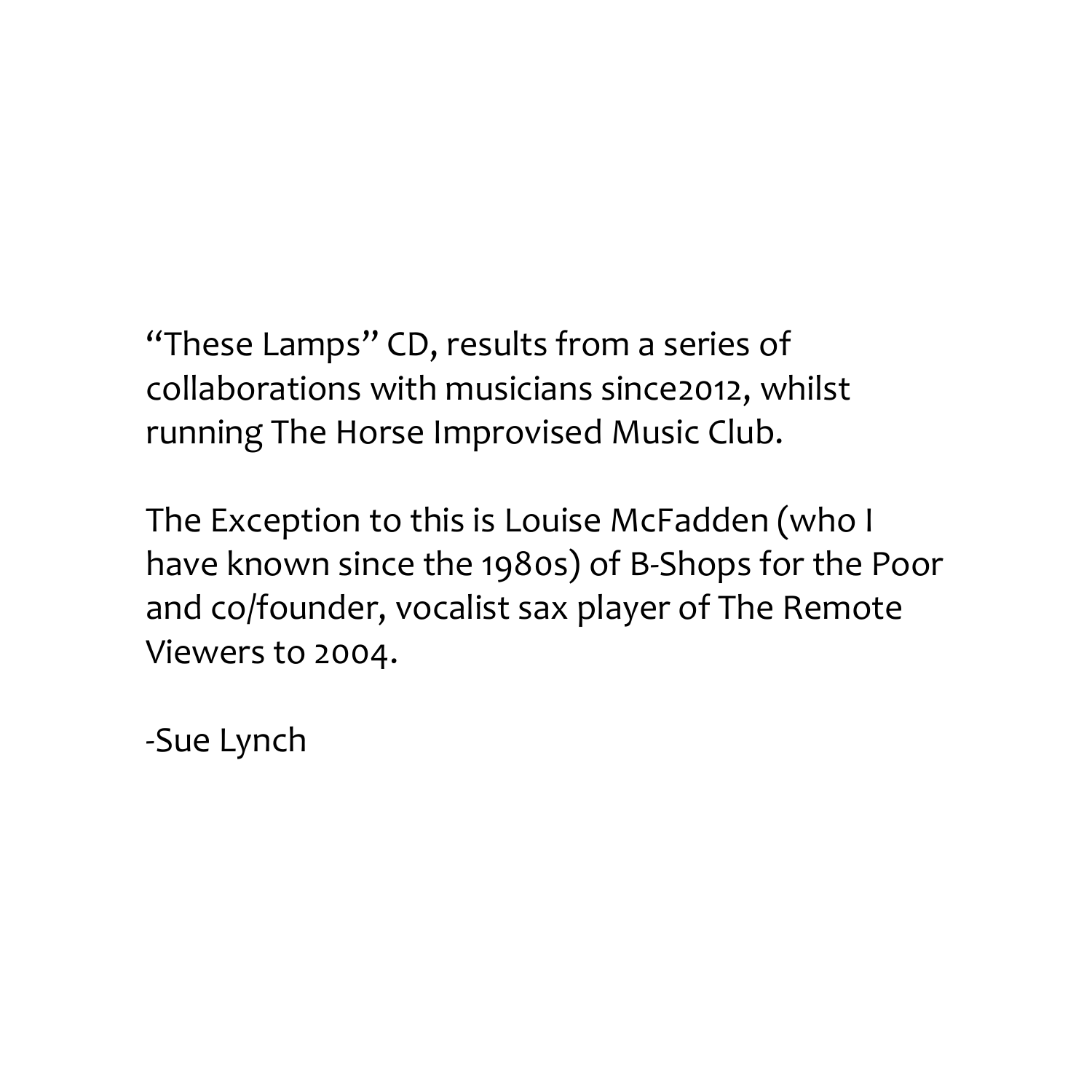"These Lamps" CD, results from a series of collaborations with musicians since2012, whilst running The Horse Improvised Music Club.

The Exception to this is Louise McFadden (who I have known since the 1980s) of B-Shops for the Poor and co/founder, vocalist sax player of The Remote Viewers to 2004.

-Sue Lynch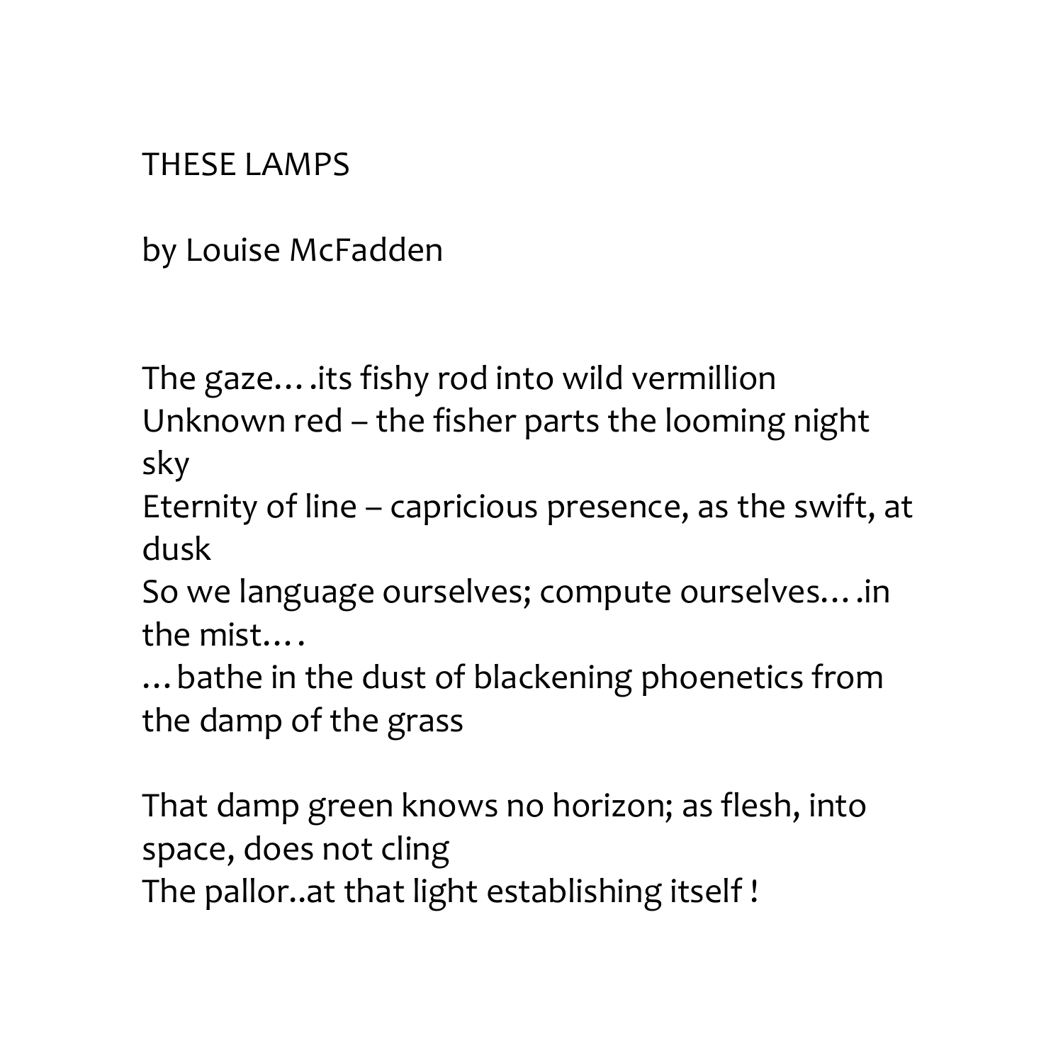THESE LAMPS

by Louise McFadden

The gaze….its fishy rod into wild vermillion
Unknown red – the fisher parts the looming night sky
Eternity of line – capricious presence, as the swift, at dusk
So we language ourselves; compute ourselves….in the mist….
…bathe in the dust of blackening phoenetics from the damp of the grass

That damp green knows no horizon; as flesh, into space, does not cling
The pallor..at that light establishing itself !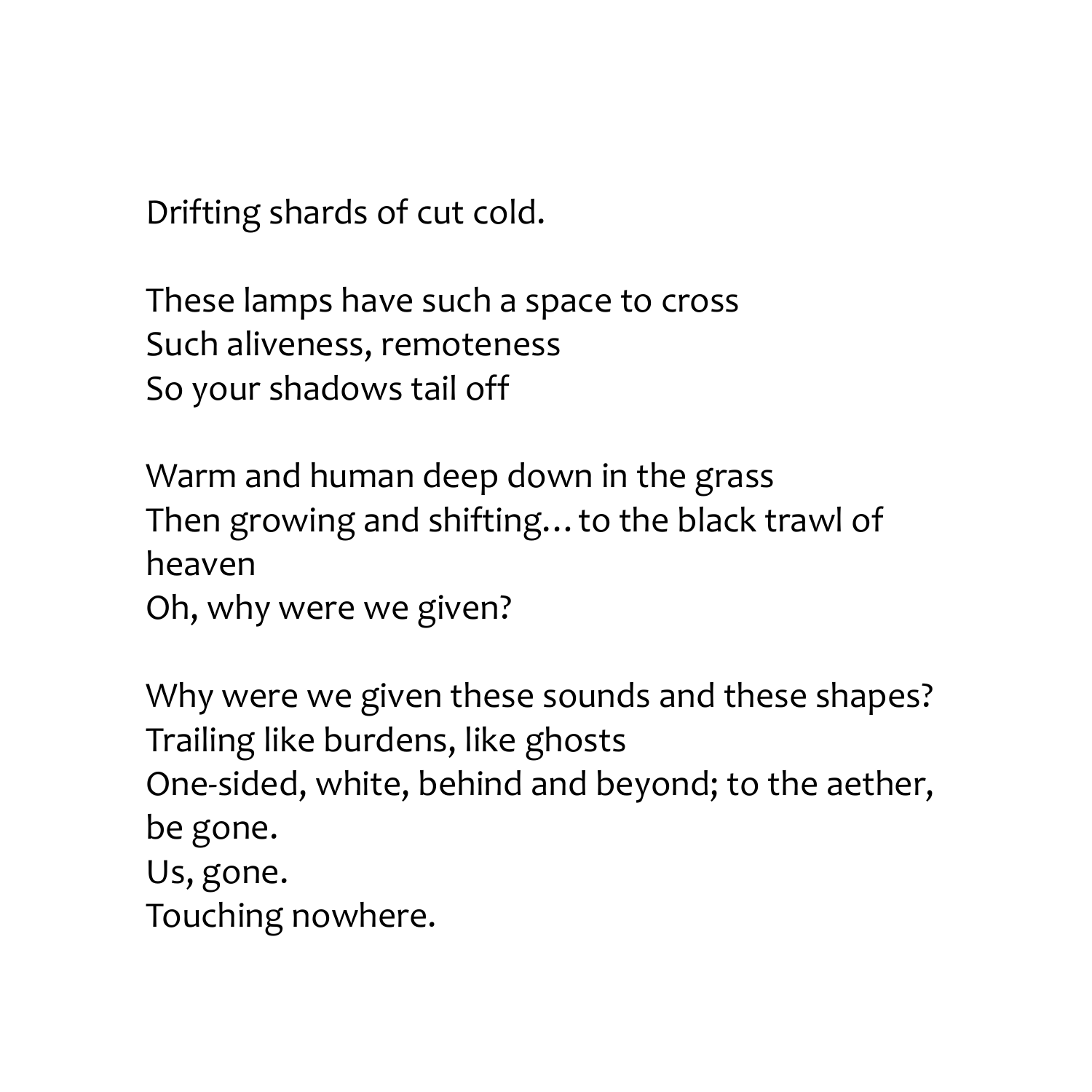Drifting shards of cut cold.

These lamps have such a space to cross  
Such aliveness, remoteness  
So your shadows tail off

Warm and human deep down in the grass  
Then growing and shifting… to the black trawl of heaven  
Oh, why were we given?

Why were we given these sounds and these shapes?  
Trailing like burdens, like ghosts  
One-sided, white, behind and beyond; to the aether, be gone.  
Us, gone.  
Touching nowhere.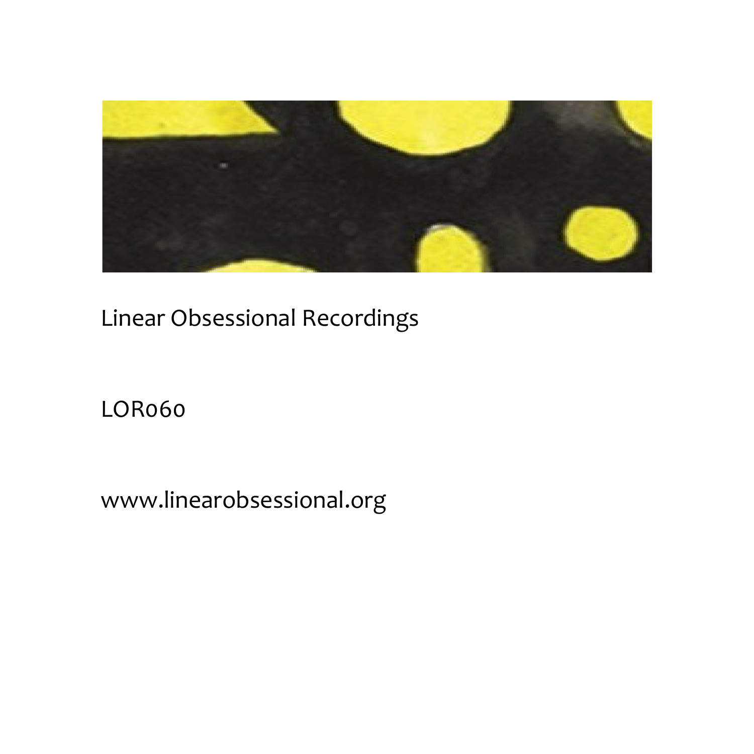Linear Obsessional Recordings

LOR060

www.linearobsessional.org